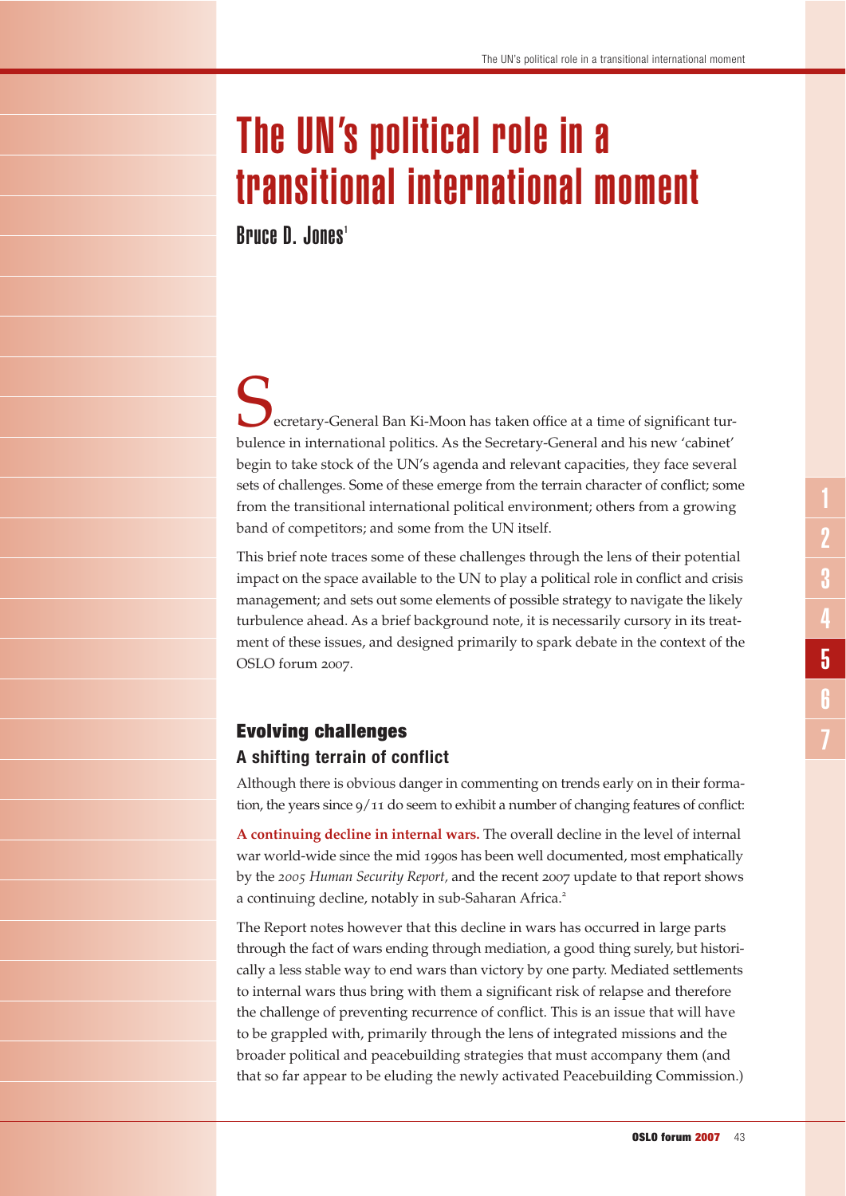# The UN's political role in a transitional international moment

**Bruce D. Jones**[1]

Secretary-General Ban Ki-Moon has taken office at a time of significant turbulence in international politics. As the Secretary-General and his new 'cabinet' begin to take stock of the UN's agenda and relevant capacities, they face several sets of challenges. Some of these emerge from the terrain character of conflict; some from the transitional international political environment; others from a growing band of competitors; and some from the UN itself.

This brief note traces some of these challenges through the lens of their potential impact on the space available to the UN to play a political role in conflict and crisis management; and sets out some elements of possible strategy to navigate the likely turbulence ahead. As a brief background note, it is necessarily cursory in its treatment of these issues, and designed primarily to spark debate in the context of the OSLO forum 2007.

## Evolving challenges

### A shifting terrain of conflict

Although there is obvious danger in commenting on trends early on in their formation, the years since 9/11 do seem to exhibit a number of changing features of conflict:

**A continuing decline in internal wars.** The overall decline in the level of internal war world-wide since the mid 1990s has been well documented, most emphatically by the *2005 Human Security Report*, and the recent 2007 update to that report shows a continuing decline, notably in sub-Saharan Africa.[2]

The Report notes however that this decline in wars has occurred in large parts through the fact of wars ending through mediation, a good thing surely, but historically a less stable way to end wars than victory by one party. Mediated settlements to internal wars thus bring with them a significant risk of relapse and therefore the challenge of preventing recurrence of conflict. This is an issue that will have to be grappled with, primarily through the lens of integrated missions and the broader political and peacebuilding strategies that must accompany them (and that so far appear to be eluding the newly activated Peacebuilding Commission.)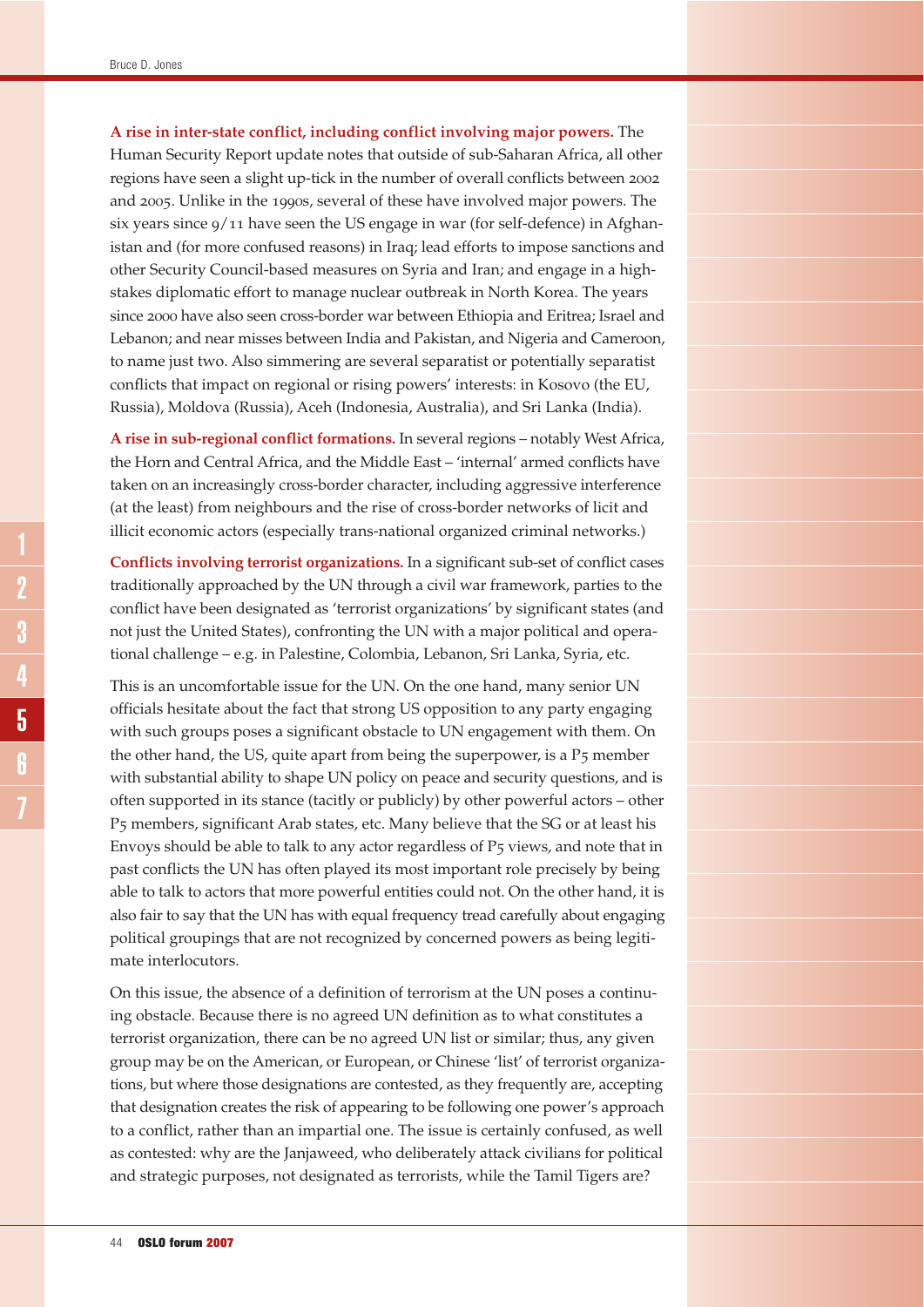**A rise in inter-state conflict, including conflict involving major powers.** The Human Security Report update notes that outside of sub-Saharan Africa, all other regions have seen a slight up-tick in the number of overall conflicts between 2002 and 2005. Unlike in the 1990s, several of these have involved major powers. The six years since 9/11 have seen the US engage in war (for self-defence) in Afghanistan and (for more confused reasons) in Iraq; lead efforts to impose sanctions and other Security Council-based measures on Syria and Iran; and engage in a high-stakes diplomatic effort to manage nuclear outbreak in North Korea. The years since 2000 have also seen cross-border war between Ethiopia and Eritrea; Israel and Lebanon; and near misses between India and Pakistan, and Nigeria and Cameroon, to name just two. Also simmering are several separatist or potentially separatist conflicts that impact on regional or rising powers' interests: in Kosovo (the EU, Russia), Moldova (Russia), Aceh (Indonesia, Australia), and Sri Lanka (India).

**A rise in sub-regional conflict formations.** In several regions – notably West Africa, the Horn and Central Africa, and the Middle East – 'internal' armed conflicts have taken on an increasingly cross-border character, including aggressive interference (at the least) from neighbours and the rise of cross-border networks of licit and illicit economic actors (especially trans-national organized criminal networks.)

**Conflicts involving terrorist organizations.** In a significant sub-set of conflict cases traditionally approached by the UN through a civil war framework, parties to the conflict have been designated as 'terrorist organizations' by significant states (and not just the United States), confronting the UN with a major political and operational challenge – e.g. in Palestine, Colombia, Lebanon, Sri Lanka, Syria, etc.

This is an uncomfortable issue for the UN. On the one hand, many senior UN officials hesitate about the fact that strong US opposition to any party engaging with such groups poses a significant obstacle to UN engagement with them. On the other hand, the US, quite apart from being the superpower, is a P5 member with substantial ability to shape UN policy on peace and security questions, and is often supported in its stance (tacitly or publicly) by other powerful actors – other P5 members, significant Arab states, etc. Many believe that the SG or at least his Envoys should be able to talk to any actor regardless of P5 views, and note that in past conflicts the UN has often played its most important role precisely by being able to talk to actors that more powerful entities could not. On the other hand, it is also fair to say that the UN has with equal frequency tread carefully about engaging political groupings that are not recognized by concerned powers as being legitimate interlocutors.

On this issue, the absence of a definition of terrorism at the UN poses a continuing obstacle. Because there is no agreed UN definition as to what constitutes a terrorist organization, there can be no agreed UN list or similar; thus, any given group may be on the American, or European, or Chinese 'list' of terrorist organizations, but where those designations are contested, as they frequently are, accepting that designation creates the risk of appearing to be following one power's approach to a conflict, rather than an impartial one. The issue is certainly confused, as well as contested: why are the Janjaweed, who deliberately attack civilians for political and strategic purposes, not designated as terrorists, while the Tamil Tigers are?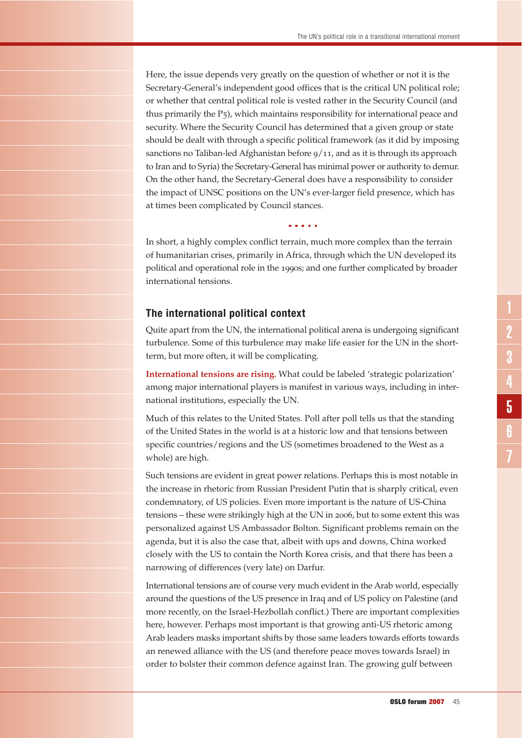Here, the issue depends very greatly on the question of whether or not it is the Secretary-General's independent good offices that is the critical UN political role; or whether that central political role is vested rather in the Security Council (and thus primarily the P5), which maintains responsibility for international peace and security. Where the Security Council has determined that a given group or state should be dealt with through a specific political framework (as it did by imposing sanctions no Taliban-led Afghanistan before 9/11, and as it is through its approach to Iran and to Syria) the Secretary-General has minimal power or authority to demur. On the other hand, the Secretary-General does have a responsibility to consider the impact of UNSC positions on the UN's ever-larger field presence, which has at times been complicated by Council stances.

.....

In short, a highly complex conflict terrain, much more complex than the terrain of humanitarian crises, primarily in Africa, through which the UN developed its political and operational role in the 1990s; and one further complicated by broader international tensions.

## The international political context

Quite apart from the UN, the international political arena is undergoing significant turbulence. Some of this turbulence may make life easier for the UN in the short-term, but more often, it will be complicating.

**International tensions are rising.** What could be labeled 'strategic polarization' among major international players is manifest in various ways, including in international institutions, especially the UN.

Much of this relates to the United States. Poll after poll tells us that the standing of the United States in the world is at a historic low and that tensions between specific countries/regions and the US (sometimes broadened to the West as a whole) are high.

Such tensions are evident in great power relations. Perhaps this is most notable in the increase in rhetoric from Russian President Putin that is sharply critical, even condemnatory, of US policies. Even more important is the nature of US-China tensions – these were strikingly high at the UN in 2006, but to some extent this was personalized against US Ambassador Bolton. Significant problems remain on the agenda, but it is also the case that, albeit with ups and downs, China worked closely with the US to contain the North Korea crisis, and that there has been a narrowing of differences (very late) on Darfur.

International tensions are of course very much evident in the Arab world, especially around the questions of the US presence in Iraq and of US policy on Palestine (and more recently, on the Israel-Hezbollah conflict.) There are important complexities here, however. Perhaps most important is that growing anti-US rhetoric among Arab leaders masks important shifts by those same leaders towards efforts towards an renewed alliance with the US (and therefore peace moves towards Israel) in order to bolster their common defence against Iran. The growing gulf between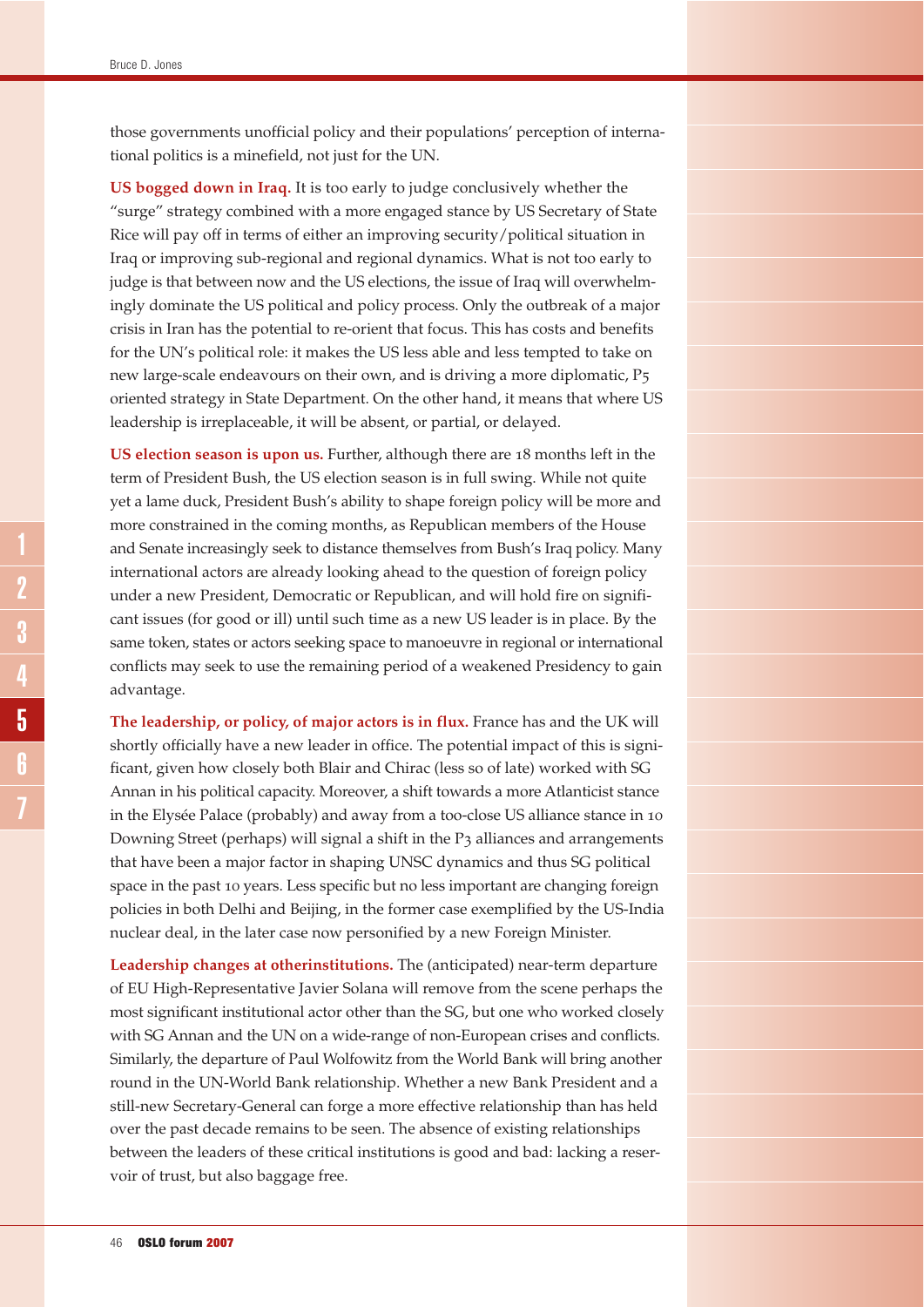those governments unofficial policy and their populations' perception of international politics is a minefield, not just for the UN.

**US bogged down in Iraq.** It is too early to judge conclusively whether the "surge" strategy combined with a more engaged stance by US Secretary of State Rice will pay off in terms of either an improving security/political situation in Iraq or improving sub-regional and regional dynamics. What is not too early to judge is that between now and the US elections, the issue of Iraq will overwhelmingly dominate the US political and policy process. Only the outbreak of a major crisis in Iran has the potential to re-orient that focus. This has costs and benefits for the UN's political role: it makes the US less able and less tempted to take on new large-scale endeavours on their own, and is driving a more diplomatic, P5 oriented strategy in State Department. On the other hand, it means that where US leadership is irreplaceable, it will be absent, or partial, or delayed.

**US election season is upon us.** Further, although there are 18 months left in the term of President Bush, the US election season is in full swing. While not quite yet a lame duck, President Bush's ability to shape foreign policy will be more and more constrained in the coming months, as Republican members of the House and Senate increasingly seek to distance themselves from Bush's Iraq policy. Many international actors are already looking ahead to the question of foreign policy under a new President, Democratic or Republican, and will hold fire on significant issues (for good or ill) until such time as a new US leader is in place. By the same token, states or actors seeking space to manoeuvre in regional or international conflicts may seek to use the remaining period of a weakened Presidency to gain advantage.

**The leadership, or policy, of major actors is in flux.** France has and the UK will shortly officially have a new leader in office. The potential impact of this is significant, given how closely both Blair and Chirac (less so of late) worked with SG Annan in his political capacity. Moreover, a shift towards a more Atlanticist stance in the Elysée Palace (probably) and away from a too-close US alliance stance in 10 Downing Street (perhaps) will signal a shift in the P3 alliances and arrangements that have been a major factor in shaping UNSC dynamics and thus SG political space in the past 10 years. Less specific but no less important are changing foreign policies in both Delhi and Beijing, in the former case exemplified by the US-India nuclear deal, in the later case now personified by a new Foreign Minister.

**Leadership changes at otherinstitutions.** The (anticipated) near-term departure of EU High-Representative Javier Solana will remove from the scene perhaps the most significant institutional actor other than the SG, but one who worked closely with SG Annan and the UN on a wide-range of non-European crises and conflicts. Similarly, the departure of Paul Wolfowitz from the World Bank will bring another round in the UN-World Bank relationship. Whether a new Bank President and a still-new Secretary-General can forge a more effective relationship than has held over the past decade remains to be seen. The absence of existing relationships between the leaders of these critical institutions is good and bad: lacking a reservoir of trust, but also baggage free.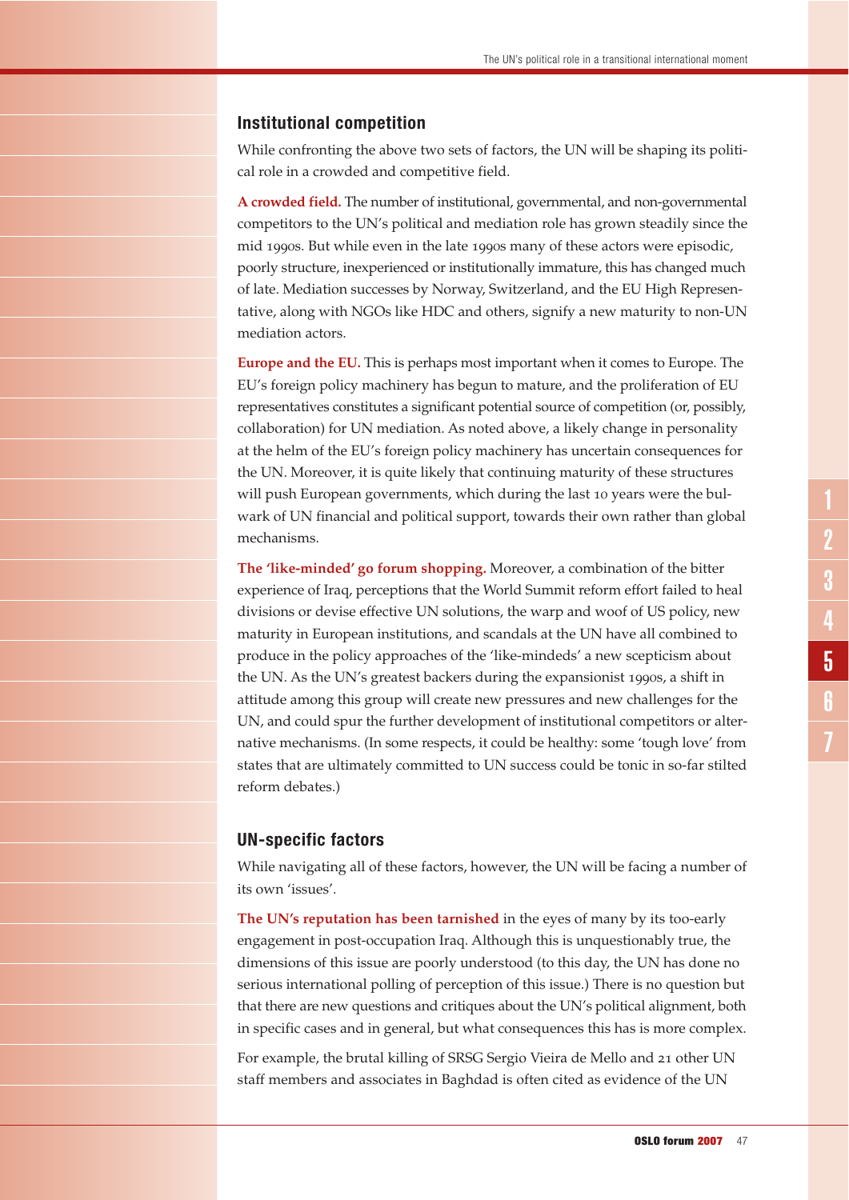## Institutional competition

While confronting the above two sets of factors, the UN will be shaping its political role in a crowded and competitive field.

**A crowded field.** The number of institutional, governmental, and non-governmental competitors to the UN's political and mediation role has grown steadily since the mid 1990s. But while even in the late 1990s many of these actors were episodic, poorly structure, inexperienced or institutionally immature, this has changed much of late. Mediation successes by Norway, Switzerland, and the EU High Representative, along with NGOs like HDC and others, signify a new maturity to non-UN mediation actors.

**Europe and the EU.** This is perhaps most important when it comes to Europe. The EU's foreign policy machinery has begun to mature, and the proliferation of EU representatives constitutes a significant potential source of competition (or, possibly, collaboration) for UN mediation. As noted above, a likely change in personality at the helm of the EU's foreign policy machinery has uncertain consequences for the UN. Moreover, it is quite likely that continuing maturity of these structures will push European governments, which during the last 10 years were the bulwark of UN financial and political support, towards their own rather than global mechanisms.

**The 'like-minded' go forum shopping.** Moreover, a combination of the bitter experience of Iraq, perceptions that the World Summit reform effort failed to heal divisions or devise effective UN solutions, the warp and woof of US policy, new maturity in European institutions, and scandals at the UN have all combined to produce in the policy approaches of the 'like-mindeds' a new scepticism about the UN. As the UN's greatest backers during the expansionist 1990s, a shift in attitude among this group will create new pressures and new challenges for the UN, and could spur the further development of institutional competitors or alternative mechanisms. (In some respects, it could be healthy: some 'tough love' from states that are ultimately committed to UN success could be tonic in so-far stilted reform debates.)

## UN-specific factors

While navigating all of these factors, however, the UN will be facing a number of its own 'issues'.

**The UN's reputation has been tarnished** in the eyes of many by its too-early engagement in post-occupation Iraq. Although this is unquestionably true, the dimensions of this issue are poorly understood (to this day, the UN has done no serious international polling of perception of this issue.) There is no question but that there are new questions and critiques about the UN's political alignment, both in specific cases and in general, but what consequences this has is more complex.

For example, the brutal killing of SRSG Sergio Vieira de Mello and 21 other UN staff members and associates in Baghdad is often cited as evidence of the UN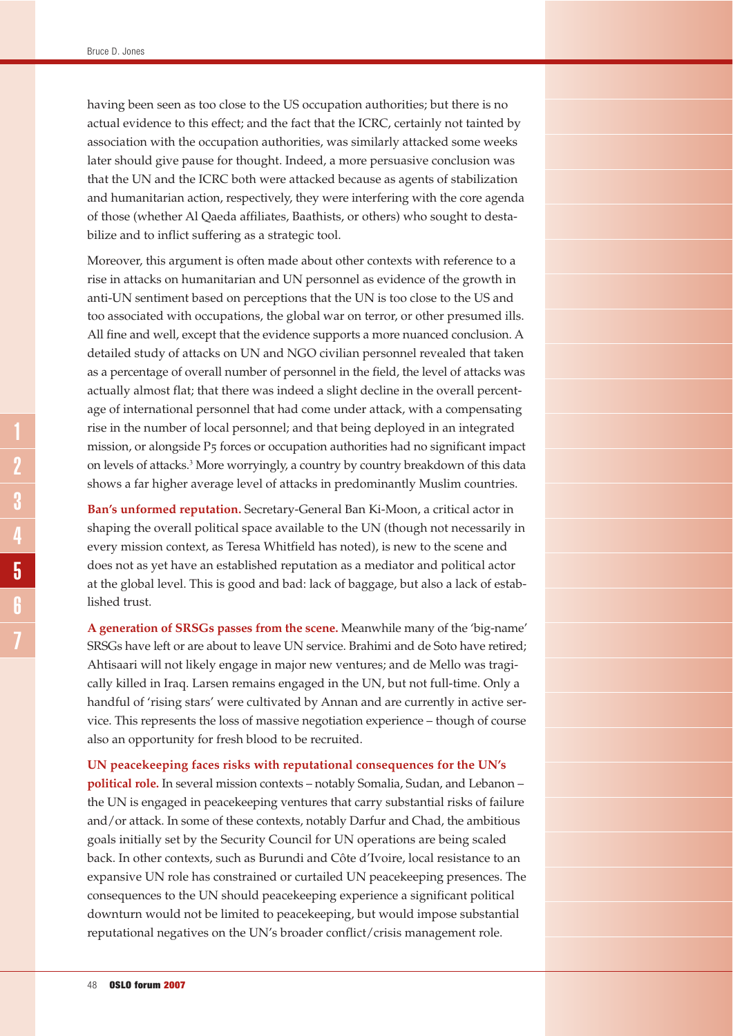having been seen as too close to the US occupation authorities; but there is no actual evidence to this effect; and the fact that the ICRC, certainly not tainted by association with the occupation authorities, was similarly attacked some weeks later should give pause for thought. Indeed, a more persuasive conclusion was that the UN and the ICRC both were attacked because as agents of stabilization and humanitarian action, respectively, they were interfering with the core agenda of those (whether Al Qaeda affiliates, Baathists, or others) who sought to destabilize and to inflict suffering as a strategic tool.

Moreover, this argument is often made about other contexts with reference to a rise in attacks on humanitarian and UN personnel as evidence of the growth in anti-UN sentiment based on perceptions that the UN is too close to the US and too associated with occupations, the global war on terror, or other presumed ills. All fine and well, except that the evidence supports a more nuanced conclusion. A detailed study of attacks on UN and NGO civilian personnel revealed that taken as a percentage of overall number of personnel in the field, the level of attacks was actually almost flat; that there was indeed a slight decline in the overall percentage of international personnel that had come under attack, with a compensating rise in the number of local personnel; and that being deployed in an integrated mission, or alongside P5 forces or occupation authorities had no significant impact on levels of attacks.[3] More worryingly, a country by country breakdown of this data shows a far higher average level of attacks in predominantly Muslim countries.

**Ban's unformed reputation.** Secretary-General Ban Ki-Moon, a critical actor in shaping the overall political space available to the UN (though not necessarily in every mission context, as Teresa Whitfield has noted), is new to the scene and does not as yet have an established reputation as a mediator and political actor at the global level. This is good and bad: lack of baggage, but also a lack of established trust.

**A generation of SRSGs passes from the scene.** Meanwhile many of the 'big-name' SRSGs have left or are about to leave UN service. Brahimi and de Soto have retired; Ahtisaari will not likely engage in major new ventures; and de Mello was tragically killed in Iraq. Larsen remains engaged in the UN, but not full-time. Only a handful of 'rising stars' were cultivated by Annan and are currently in active service. This represents the loss of massive negotiation experience – though of course also an opportunity for fresh blood to be recruited.

**UN peacekeeping faces risks with reputational consequences for the UN's political role.** In several mission contexts – notably Somalia, Sudan, and Lebanon – the UN is engaged in peacekeeping ventures that carry substantial risks of failure and/or attack. In some of these contexts, notably Darfur and Chad, the ambitious goals initially set by the Security Council for UN operations are being scaled back. In other contexts, such as Burundi and Côte d'Ivoire, local resistance to an expansive UN role has constrained or curtailed UN peacekeeping presences. The consequences to the UN should peacekeeping experience a significant political downturn would not be limited to peacekeeping, but would impose substantial reputational negatives on the UN's broader conflict/crisis management role.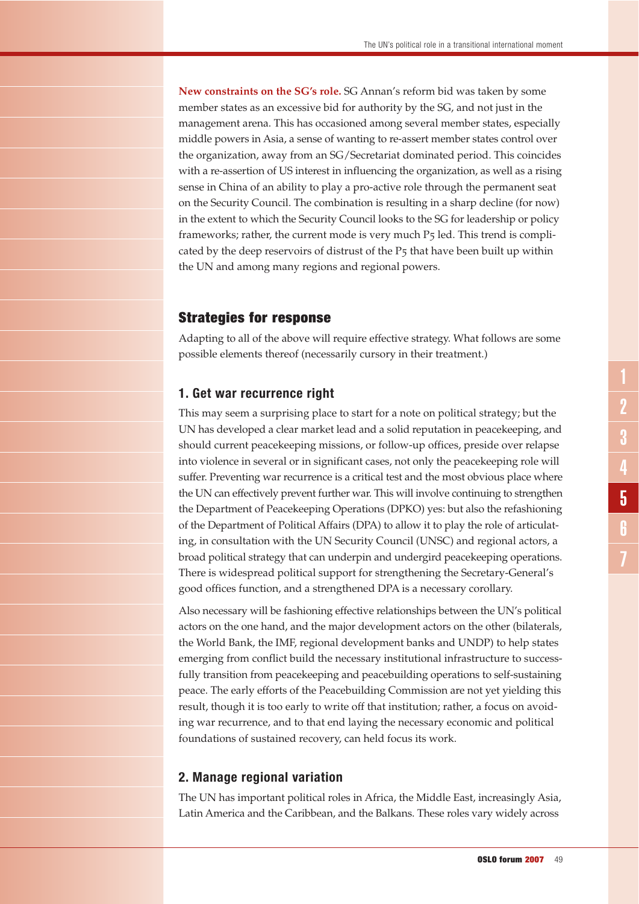**New constraints on the SG's role.** SG Annan's reform bid was taken by some member states as an excessive bid for authority by the SG, and not just in the management arena. This has occasioned among several member states, especially middle powers in Asia, a sense of wanting to re-assert member states control over the organization, away from an SG/Secretariat dominated period. This coincides with a re-assertion of US interest in influencing the organization, as well as a rising sense in China of an ability to play a pro-active role through the permanent seat on the Security Council. The combination is resulting in a sharp decline (for now) in the extent to which the Security Council looks to the SG for leadership or policy frameworks; rather, the current mode is very much P5 led. This trend is complicated by the deep reservoirs of distrust of the P5 that have been built up within the UN and among many regions and regional powers.

## Strategies for response

Adapting to all of the above will require effective strategy. What follows are some possible elements thereof (necessarily cursory in their treatment.)

### 1. Get war recurrence right

This may seem a surprising place to start for a note on political strategy; but the UN has developed a clear market lead and a solid reputation in peacekeeping, and should current peacekeeping missions, or follow-up offices, preside over relapse into violence in several or in significant cases, not only the peacekeeping role will suffer. Preventing war recurrence is a critical test and the most obvious place where the UN can effectively prevent further war. This will involve continuing to strengthen the Department of Peacekeeping Operations (DPKO) yes: but also the refashioning of the Department of Political Affairs (DPA) to allow it to play the role of articulating, in consultation with the UN Security Council (UNSC) and regional actors, a broad political strategy that can underpin and undergird peacekeeping operations. There is widespread political support for strengthening the Secretary-General's good offices function, and a strengthened DPA is a necessary corollary.

Also necessary will be fashioning effective relationships between the UN's political actors on the one hand, and the major development actors on the other (bilaterals, the World Bank, the IMF, regional development banks and UNDP) to help states emerging from conflict build the necessary institutional infrastructure to successfully transition from peacekeeping and peacebuilding operations to self-sustaining peace. The early efforts of the Peacebuilding Commission are not yet yielding this result, though it is too early to write off that institution; rather, a focus on avoiding war recurrence, and to that end laying the necessary economic and political foundations of sustained recovery, can held focus its work.

### 2. Manage regional variation

The UN has important political roles in Africa, the Middle East, increasingly Asia, Latin America and the Caribbean, and the Balkans. These roles vary widely across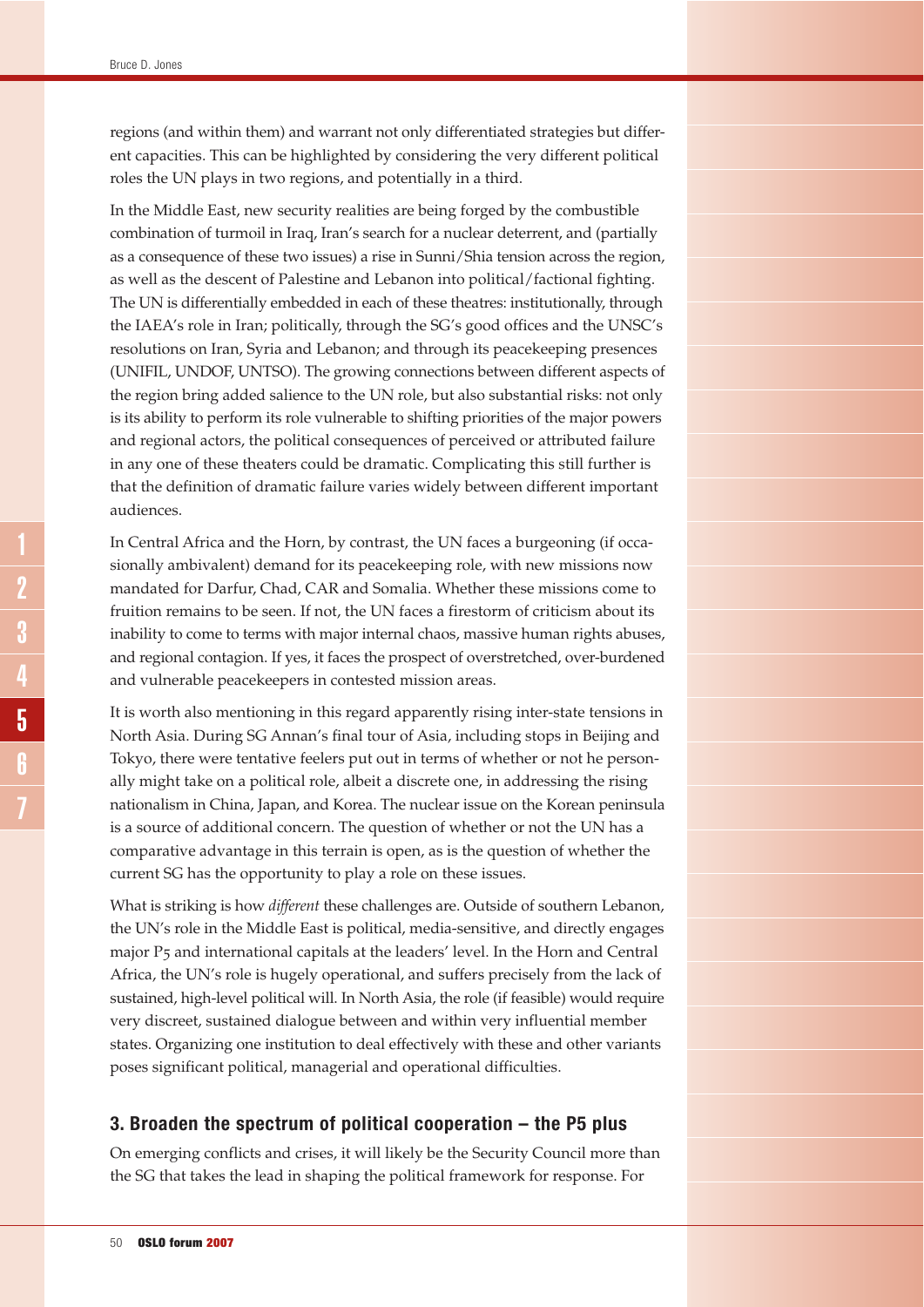regions (and within them) and warrant not only differentiated strategies but different capacities. This can be highlighted by considering the very different political roles the UN plays in two regions, and potentially in a third.

In the Middle East, new security realities are being forged by the combustible combination of turmoil in Iraq, Iran's search for a nuclear deterrent, and (partially as a consequence of these two issues) a rise in Sunni/Shia tension across the region, as well as the descent of Palestine and Lebanon into political/factional fighting. The UN is differentially embedded in each of these theatres: institutionally, through the IAEA's role in Iran; politically, through the SG's good offices and the UNSC's resolutions on Iran, Syria and Lebanon; and through its peacekeeping presences (UNIFIL, UNDOF, UNTSO). The growing connections between different aspects of the region bring added salience to the UN role, but also substantial risks: not only is its ability to perform its role vulnerable to shifting priorities of the major powers and regional actors, the political consequences of perceived or attributed failure in any one of these theaters could be dramatic. Complicating this still further is that the definition of dramatic failure varies widely between different important audiences.

In Central Africa and the Horn, by contrast, the UN faces a burgeoning (if occasionally ambivalent) demand for its peacekeeping role, with new missions now mandated for Darfur, Chad, CAR and Somalia. Whether these missions come to fruition remains to be seen. If not, the UN faces a firestorm of criticism about its inability to come to terms with major internal chaos, massive human rights abuses, and regional contagion. If yes, it faces the prospect of overstretched, over-burdened and vulnerable peacekeepers in contested mission areas.

It is worth also mentioning in this regard apparently rising inter-state tensions in North Asia. During SG Annan's final tour of Asia, including stops in Beijing and Tokyo, there were tentative feelers put out in terms of whether or not he personally might take on a political role, albeit a discrete one, in addressing the rising nationalism in China, Japan, and Korea. The nuclear issue on the Korean peninsula is a source of additional concern. The question of whether or not the UN has a comparative advantage in this terrain is open, as is the question of whether the current SG has the opportunity to play a role on these issues.

What is striking is how *different* these challenges are. Outside of southern Lebanon, the UN's role in the Middle East is political, media-sensitive, and directly engages major P5 and international capitals at the leaders' level. In the Horn and Central Africa, the UN's role is hugely operational, and suffers precisely from the lack of sustained, high-level political will. In North Asia, the role (if feasible) would require very discreet, sustained dialogue between and within very influential member states. Organizing one institution to deal effectively with these and other variants poses significant political, managerial and operational difficulties.

### 3. Broaden the spectrum of political cooperation – the P5 plus

On emerging conflicts and crises, it will likely be the Security Council more than the SG that takes the lead in shaping the political framework for response. For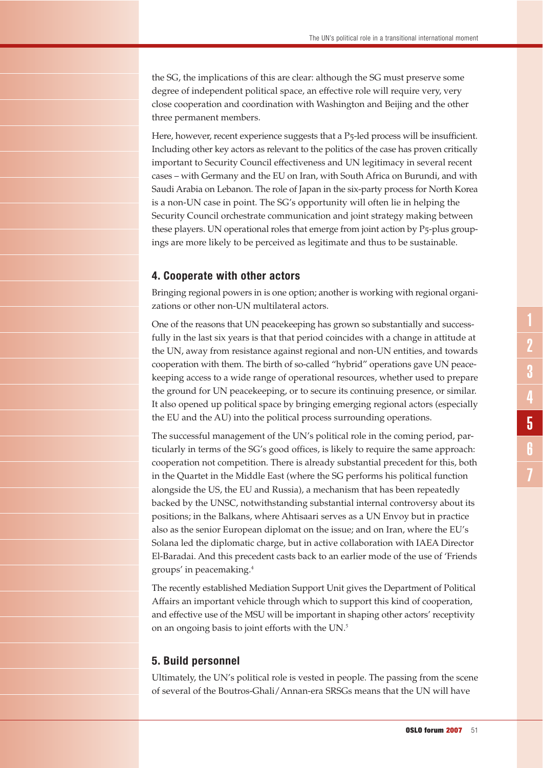the SG, the implications of this are clear: although the SG must preserve some degree of independent political space, an effective role will require very, very close cooperation and coordination with Washington and Beijing and the other three permanent members.

Here, however, recent experience suggests that a P5-led process will be insufficient. Including other key actors as relevant to the politics of the case has proven critically important to Security Council effectiveness and UN legitimacy in several recent cases – with Germany and the EU on Iran, with South Africa on Burundi, and with Saudi Arabia on Lebanon. The role of Japan in the six-party process for North Korea is a non-UN case in point. The SG's opportunity will often lie in helping the Security Council orchestrate communication and joint strategy making between these players. UN operational roles that emerge from joint action by P5-plus groupings are more likely to be perceived as legitimate and thus to be sustainable.

## 4. Cooperate with other actors

Bringing regional powers in is one option; another is working with regional organizations or other non-UN multilateral actors.

One of the reasons that UN peacekeeping has grown so substantially and successfully in the last six years is that that period coincides with a change in attitude at the UN, away from resistance against regional and non-UN entities, and towards cooperation with them. The birth of so-called "hybrid" operations gave UN peacekeeping access to a wide range of operational resources, whether used to prepare the ground for UN peacekeeping, or to secure its continuing presence, or similar. It also opened up political space by bringing emerging regional actors (especially the EU and the AU) into the political process surrounding operations.

The successful management of the UN's political role in the coming period, particularly in terms of the SG's good offices, is likely to require the same approach: cooperation not competition. There is already substantial precedent for this, both in the Quartet in the Middle East (where the SG performs his political function alongside the US, the EU and Russia), a mechanism that has been repeatedly backed by the UNSC, notwithstanding substantial internal controversy about its positions; in the Balkans, where Ahtisaari serves as a UN Envoy but in practice also as the senior European diplomat on the issue; and on Iran, where the EU's Solana led the diplomatic charge, but in active collaboration with IAEA Director El-Baradai. And this precedent casts back to an earlier mode of the use of 'Friends groups' in peacemaking.[4]

The recently established Mediation Support Unit gives the Department of Political Affairs an important vehicle through which to support this kind of cooperation, and effective use of the MSU will be important in shaping other actors' receptivity on an ongoing basis to joint efforts with the UN.[5]

## 5. Build personnel

Ultimately, the UN's political role is vested in people. The passing from the scene of several of the Boutros-Ghali/Annan-era SRSGs means that the UN will have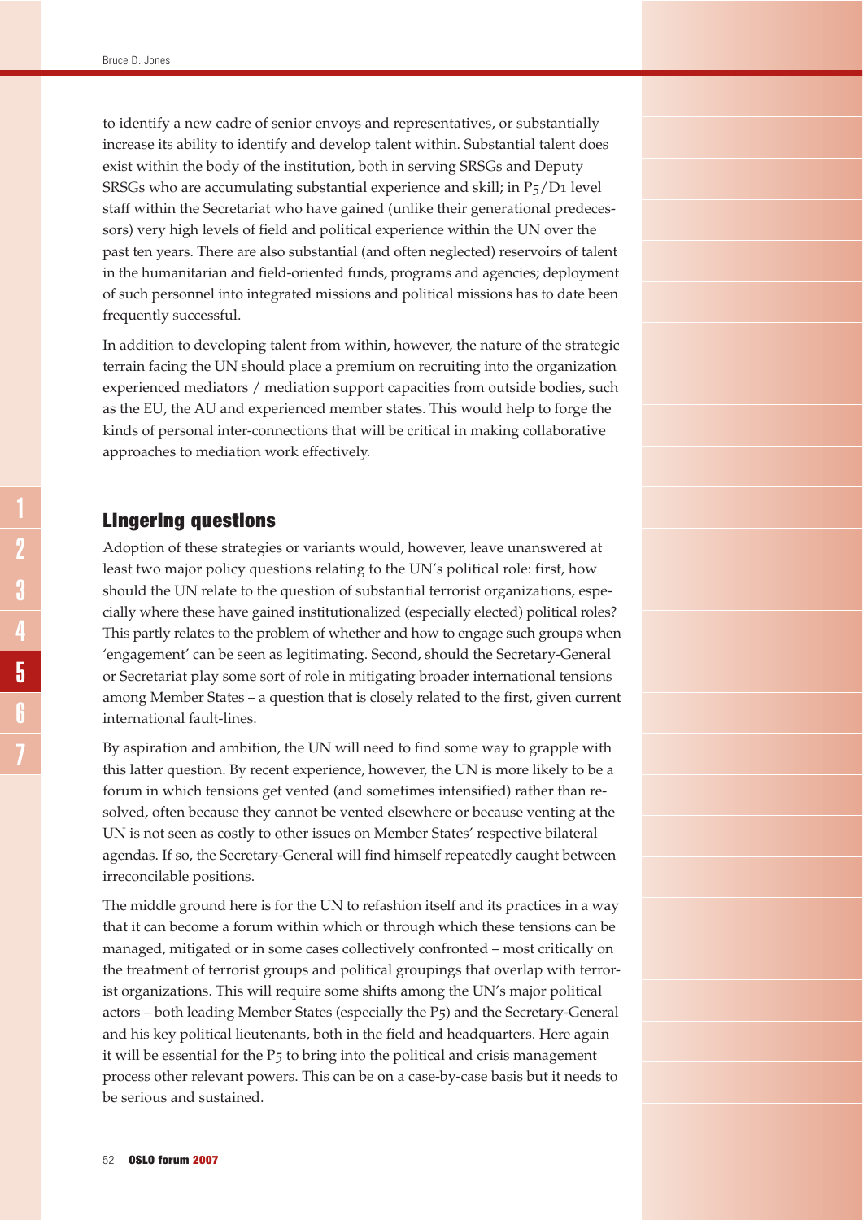to identify a new cadre of senior envoys and representatives, or substantially increase its ability to identify and develop talent within. Substantial talent does exist within the body of the institution, both in serving SRSGs and Deputy SRSGs who are accumulating substantial experience and skill; in P5/D1 level staff within the Secretariat who have gained (unlike their generational predecessors) very high levels of field and political experience within the UN over the past ten years. There are also substantial (and often neglected) reservoirs of talent in the humanitarian and field-oriented funds, programs and agencies; deployment of such personnel into integrated missions and political missions has to date been frequently successful.

In addition to developing talent from within, however, the nature of the strategic terrain facing the UN should place a premium on recruiting into the organization experienced mediators / mediation support capacities from outside bodies, such as the EU, the AU and experienced member states. This would help to forge the kinds of personal inter-connections that will be critical in making collaborative approaches to mediation work effectively.

## Lingering questions

Adoption of these strategies or variants would, however, leave unanswered at least two major policy questions relating to the UN's political role: first, how should the UN relate to the question of substantial terrorist organizations, especially where these have gained institutionalized (especially elected) political roles? This partly relates to the problem of whether and how to engage such groups when 'engagement' can be seen as legitimating. Second, should the Secretary-General or Secretariat play some sort of role in mitigating broader international tensions among Member States – a question that is closely related to the first, given current international fault-lines.

By aspiration and ambition, the UN will need to find some way to grapple with this latter question. By recent experience, however, the UN is more likely to be a forum in which tensions get vented (and sometimes intensified) rather than resolved, often because they cannot be vented elsewhere or because venting at the UN is not seen as costly to other issues on Member States' respective bilateral agendas. If so, the Secretary-General will find himself repeatedly caught between irreconcilable positions.

The middle ground here is for the UN to refashion itself and its practices in a way that it can become a forum within which or through which these tensions can be managed, mitigated or in some cases collectively confronted – most critically on the treatment of terrorist groups and political groupings that overlap with terrorist organizations. This will require some shifts among the UN's major political actors – both leading Member States (especially the P5) and the Secretary-General and his key political lieutenants, both in the field and headquarters. Here again it will be essential for the P5 to bring into the political and crisis management process other relevant powers. This can be on a case-by-case basis but it needs to be serious and sustained.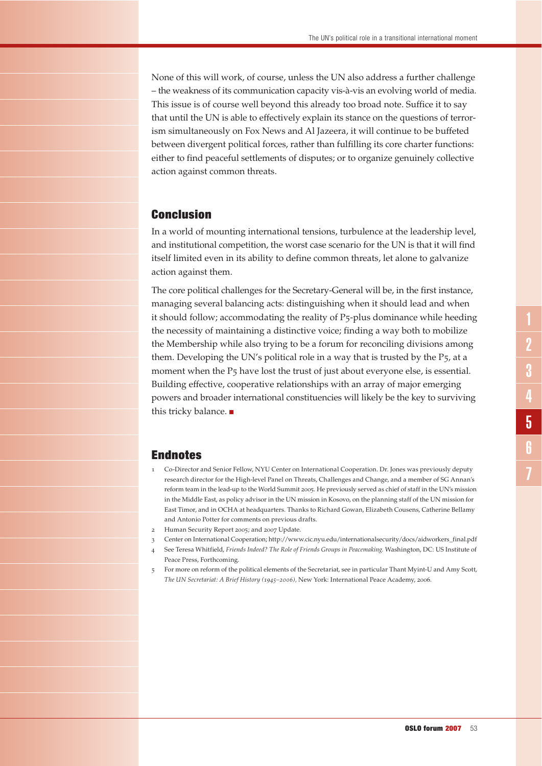None of this will work, of course, unless the UN also address a further challenge – the weakness of its communication capacity vis-à-vis an evolving world of media. This issue is of course well beyond this already too broad note. Suffice it to say that until the UN is able to effectively explain its stance on the questions of terrorism simultaneously on Fox News and Al Jazeera, it will continue to be buffeted between divergent political forces, rather than fulfilling its core charter functions: either to find peaceful settlements of disputes; or to organize genuinely collective action against common threats.

## Conclusion

In a world of mounting international tensions, turbulence at the leadership level, and institutional competition, the worst case scenario for the UN is that it will find itself limited even in its ability to define common threats, let alone to galvanize action against them.

The core political challenges for the Secretary-General will be, in the first instance, managing several balancing acts: distinguishing when it should lead and when it should follow; accommodating the reality of P5-plus dominance while heeding the necessity of maintaining a distinctive voice; finding a way both to mobilize the Membership while also trying to be a forum for reconciling divisions among them. Developing the UN's political role in a way that is trusted by the P5, at a moment when the P5 have lost the trust of just about everyone else, is essential. Building effective, cooperative relationships with an array of major emerging powers and broader international constituencies will likely be the key to surviving this tricky balance. ■

## Endnotes

1 Co-Director and Senior Fellow, NYU Center on International Cooperation. Dr. Jones was previously deputy research director for the High-level Panel on Threats, Challenges and Change, and a member of SG Annan's reform team in the lead-up to the World Summit 2005. He previously served as chief of staff in the UN's mission in the Middle East, as policy advisor in the UN mission in Kosovo, on the planning staff of the UN mission for East Timor, and in OCHA at headquarters. Thanks to Richard Gowan, Elizabeth Cousens, Catherine Bellamy and Antonio Potter for comments on previous drafts.

2 Human Security Report 2005; and 2007 Update.

3 Center on International Cooperation; http://www.cic.nyu.edu/internationalsecurity/docs/aidworkers_final.pdf

4 See Teresa Whitfield, *Friends Indeed? The Role of Friends Groups in Peacemaking.* Washington, DC: US Institute of Peace Press, Forthcoming.

5 For more on reform of the political elements of the Secretariat, see in particular Thant Myint-U and Amy Scott, *The UN Secretariat: A Brief History (1945–2006)*, New York: International Peace Academy, 2006.